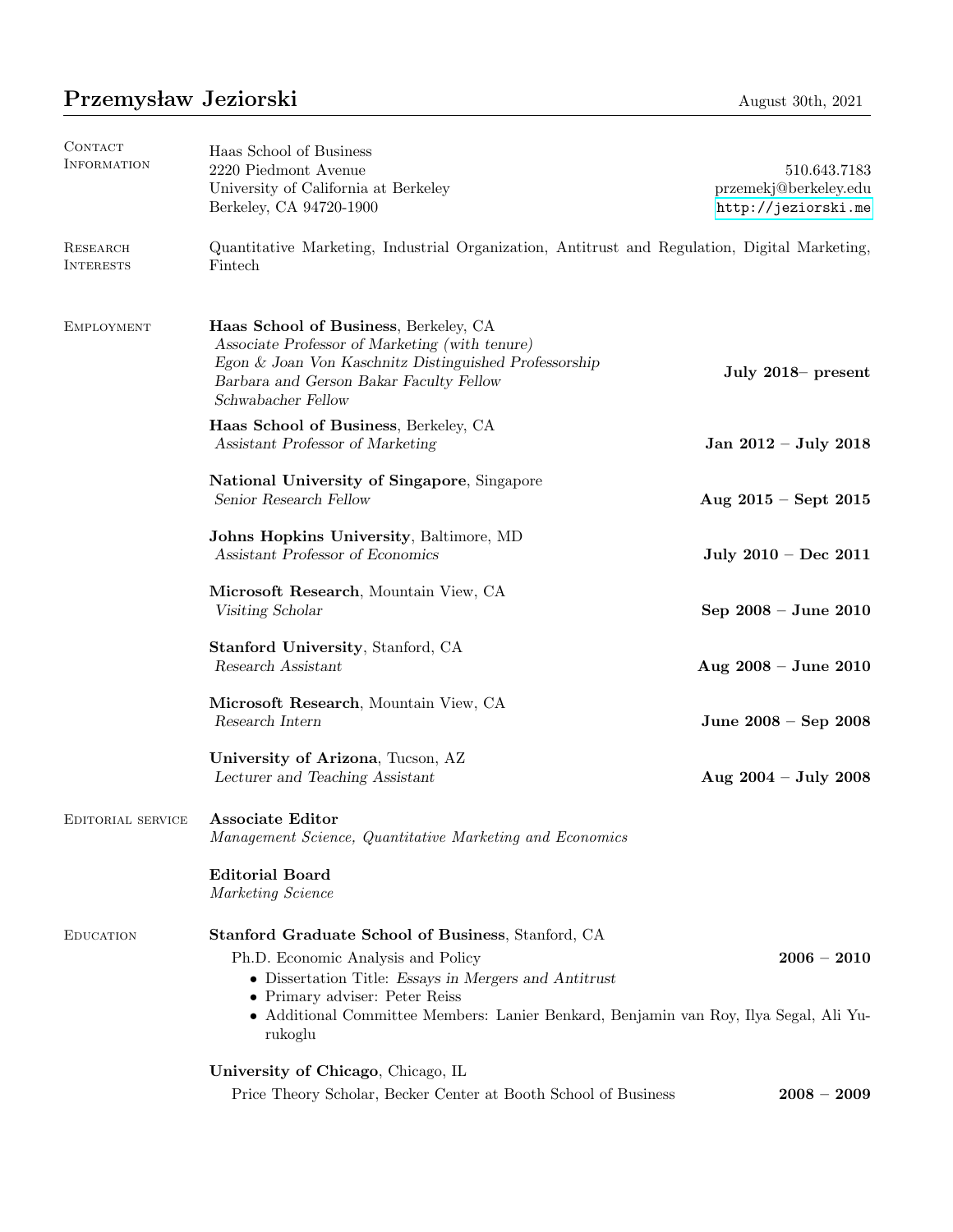# Przemysław Jeziorski

August 30th, 2021

## Contact Information

Haas School of Business
2220 Piedmont Avenue
University of California at Berkeley
Berkeley, CA 94720-1900

510.643.7183
przemekj@berkeley.edu
http://jeziorski.me

## Research Interests

Quantitative Marketing, Industrial Organization, Antitrust and Regulation, Digital Marketing, Fintech

## Employment

**Haas School of Business**, Berkeley, CA — **July 2018– present**
*Associate Professor of Marketing (with tenure)*
*Egon & Joan Von Kaschnitz Distinguished Professorship*
*Barbara and Gerson Bakar Faculty Fellow*
*Schwabacher Fellow*

**Haas School of Business**, Berkeley, CA — **Jan 2012 – July 2018**
*Assistant Professor of Marketing*

**National University of Singapore**, Singapore — **Aug 2015 – Sept 2015**
*Senior Research Fellow*

**Johns Hopkins University**, Baltimore, MD — **July 2010 – Dec 2011**
*Assistant Professor of Economics*

**Microsoft Research**, Mountain View, CA — **Sep 2008 – June 2010**
*Visiting Scholar*

**Stanford University**, Stanford, CA — **Aug 2008 – June 2010**
*Research Assistant*

**Microsoft Research**, Mountain View, CA — **June 2008 – Sep 2008**
*Research Intern*

**University of Arizona**, Tucson, AZ — **Aug 2004 – July 2008**
*Lecturer and Teaching Assistant*

## Editorial service

**Associate Editor**
*Management Science, Quantitative Marketing and Economics*

**Editorial Board**
*Marketing Science*

## Education

**Stanford Graduate School of Business**, Stanford, CA

Ph.D. Economic Analysis and Policy — **2006 – 2010**

- Dissertation Title: *Essays in Mergers and Antitrust*
- Primary adviser: Peter Reiss
- Additional Committee Members: Lanier Benkard, Benjamin van Roy, Ilya Segal, Ali Yurukoglu

**University of Chicago**, Chicago, IL

Price Theory Scholar, Becker Center at Booth School of Business — **2008 – 2009**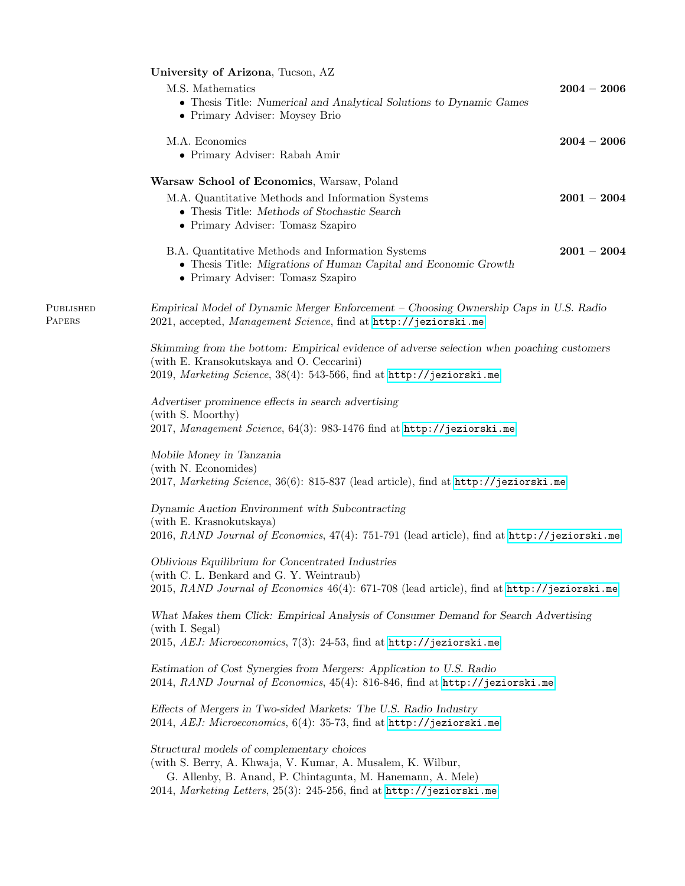**University of Arizona**, Tucson, AZ

M.S. Mathematics **2004 – 2006**
- Thesis Title: *Numerical and Analytical Solutions to Dynamic Games*
- Primary Adviser: Moysey Brio

M.A. Economics **2004 – 2006**
- Primary Adviser: Rabah Amir

**Warsaw School of Economics**, Warsaw, Poland

M.A. Quantitative Methods and Information Systems **2001 – 2004**
- Thesis Title: *Methods of Stochastic Search*
- Primary Adviser: Tomasz Szapiro

B.A. Quantitative Methods and Information Systems **2001 – 2004**
- Thesis Title: *Migrations of Human Capital and Economic Growth*
- Primary Adviser: Tomasz Szapiro

## Published Papers

*Empirical Model of Dynamic Merger Enforcement – Choosing Ownership Caps in U.S. Radio*
2021, accepted, *Management Science*, find at http://jeziorski.me

*Skimming from the bottom: Empirical evidence of adverse selection when poaching customers*
(with E. Kransokutskaya and O. Ceccarini)
2019, *Marketing Science*, 38(4): 543-566, find at http://jeziorski.me

*Advertiser prominence effects in search advertising*
(with S. Moorthy)
2017, *Management Science*, 64(3): 983-1476 find at http://jeziorski.me

*Mobile Money in Tanzania*
(with N. Economides)
2017, *Marketing Science*, 36(6): 815-837 (lead article), find at http://jeziorski.me

*Dynamic Auction Environment with Subcontracting*
(with E. Krasnokutskaya)
2016, *RAND Journal of Economics*, 47(4): 751-791 (lead article), find at http://jeziorski.me

*Oblivious Equilibrium for Concentrated Industries*
(with C. L. Benkard and G. Y. Weintraub)
2015, *RAND Journal of Economics* 46(4): 671-708 (lead article), find at http://jeziorski.me

*What Makes them Click: Empirical Analysis of Consumer Demand for Search Advertising*
(with I. Segal)
2015, *AEJ: Microeconomics*, 7(3): 24-53, find at http://jeziorski.me

*Estimation of Cost Synergies from Mergers: Application to U.S. Radio*
2014, *RAND Journal of Economics*, 45(4): 816-846, find at http://jeziorski.me

*Effects of Mergers in Two-sided Markets: The U.S. Radio Industry*
2014, *AEJ: Microeconomics*, 6(4): 35-73, find at http://jeziorski.me

*Structural models of complementary choices*
(with S. Berry, A. Khwaja, V. Kumar, A. Musalem, K. Wilbur,
G. Allenby, B. Anand, P. Chintagunta, M. Hanemann, A. Mele)
2014, *Marketing Letters*, 25(3): 245-256, find at http://jeziorski.me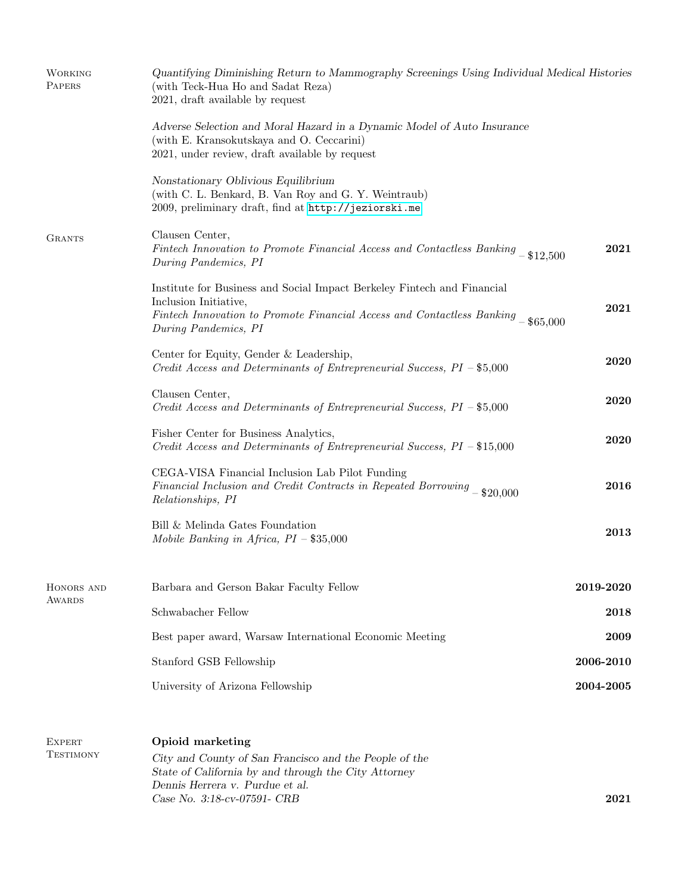## Working Papers

*Quantifying Diminishing Return to Mammography Screenings Using Individual Medical Histories*
(with Teck-Hua Ho and Sadat Reza)
2021, draft available by request

*Adverse Selection and Moral Hazard in a Dynamic Model of Auto Insurance*
(with E. Kransokutskaya and O. Ceccarini)
2021, under review, draft available by request

*Nonstationary Oblivious Equilibrium*
(with C. L. Benkard, B. Van Roy and G. Y. Weintraub)
2009, preliminary draft, find at http://jeziorski.me

## Grants

Clausen Center,
*Fintech Innovation to Promote Financial Access and Contactless Banking During Pandemics, PI* – $12,500 — **2021**

Institute for Business and Social Impact Berkeley Fintech and Financial Inclusion Initiative,
*Fintech Innovation to Promote Financial Access and Contactless Banking During Pandemics, PI* – $65,000 — **2021**

Center for Equity, Gender & Leadership,
*Credit Access and Determinants of Entrepreneurial Success, PI* – $5,000 — **2020**

Clausen Center,
*Credit Access and Determinants of Entrepreneurial Success, PI* – $5,000 — **2020**

Fisher Center for Business Analytics,
*Credit Access and Determinants of Entrepreneurial Success, PI* – $15,000 — **2020**

CEGA-VISA Financial Inclusion Lab Pilot Funding
*Financial Inclusion and Credit Contracts in Repeated Borrowing Relationships, PI* – $20,000 — **2016**

Bill & Melinda Gates Foundation
*Mobile Banking in Africa, PI* – $35,000 — **2013**

## Honors and Awards

Barbara and Gerson Bakar Faculty Fellow — **2019-2020**

Schwabacher Fellow — **2018**

Best paper award, Warsaw International Economic Meeting — **2009**

Stanford GSB Fellowship — **2006-2010**

University of Arizona Fellowship — **2004-2005**

## Expert Testimony

**Opioid marketing**

*City and County of San Francisco and the People of the State of California by and through the City Attorney Dennis Herrera v. Purdue et al.*
*Case No. 3:18-cv-07591- CRB* — **2021**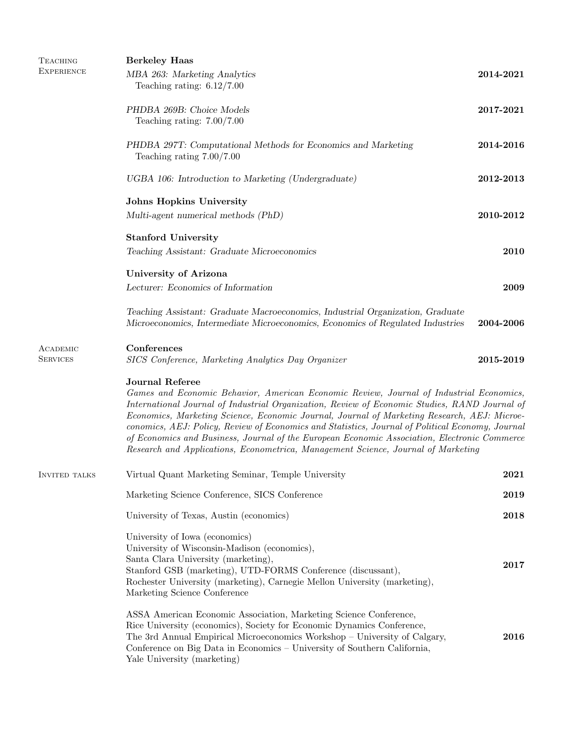## Teaching Experience

### Berkeley Haas

*MBA 263: Marketing Analytics* — **2014-2021**
Teaching rating: 6.12/7.00

*PHDBA 269B: Choice Models* — **2017-2021**
Teaching rating: 7.00/7.00

*PHDBA 297T: Computational Methods for Economics and Marketing* — **2014-2016**
Teaching rating 7.00/7.00

*UGBA 106: Introduction to Marketing (Undergraduate)* — **2012-2013**

### Johns Hopkins University

*Multi-agent numerical methods (PhD)* — **2010-2012**

### Stanford University

*Teaching Assistant: Graduate Microeconomics* — **2010**

### University of Arizona

*Lecturer: Economics of Information* — **2009**

*Teaching Assistant: Graduate Macroeconomics, Industrial Organization, Graduate Microeconomics, Intermediate Microeconomics, Economics of Regulated Industries* — **2004-2006**

## Academic Services

### Conferences

*SICS Conference, Marketing Analytics Day Organizer* — **2015-2019**

### Journal Referee

*Games and Economic Behavior, American Economic Review, Journal of Industrial Economics, International Journal of Industrial Organization, Review of Economic Studies, RAND Journal of Economics, Marketing Science, Economic Journal, Journal of Marketing Research, AEJ: Microeconomics, AEJ: Policy, Review of Economics and Statistics, Journal of Political Economy, Journal of Economics and Business, Journal of the European Economic Association, Electronic Commerce Research and Applications, Econometrica, Management Science, Journal of Marketing*

## Invited talks

Virtual Quant Marketing Seminar, Temple University — **2021**

Marketing Science Conference, SICS Conference — **2019**

University of Texas, Austin (economics) — **2018**

University of Iowa (economics)
University of Wisconsin-Madison (economics),
Santa Clara University (marketing),
Stanford GSB (marketing), UTD-FORMS Conference (discussant),
Rochester University (marketing), Carnegie Mellon University (marketing),
Marketing Science Conference — **2017**

ASSA American Economic Association, Marketing Science Conference,
Rice University (economics), Society for Economic Dynamics Conference,
The 3rd Annual Empirical Microeconomics Workshop – University of Calgary,
Conference on Big Data in Economics – University of Southern California,
Yale University (marketing) — **2016**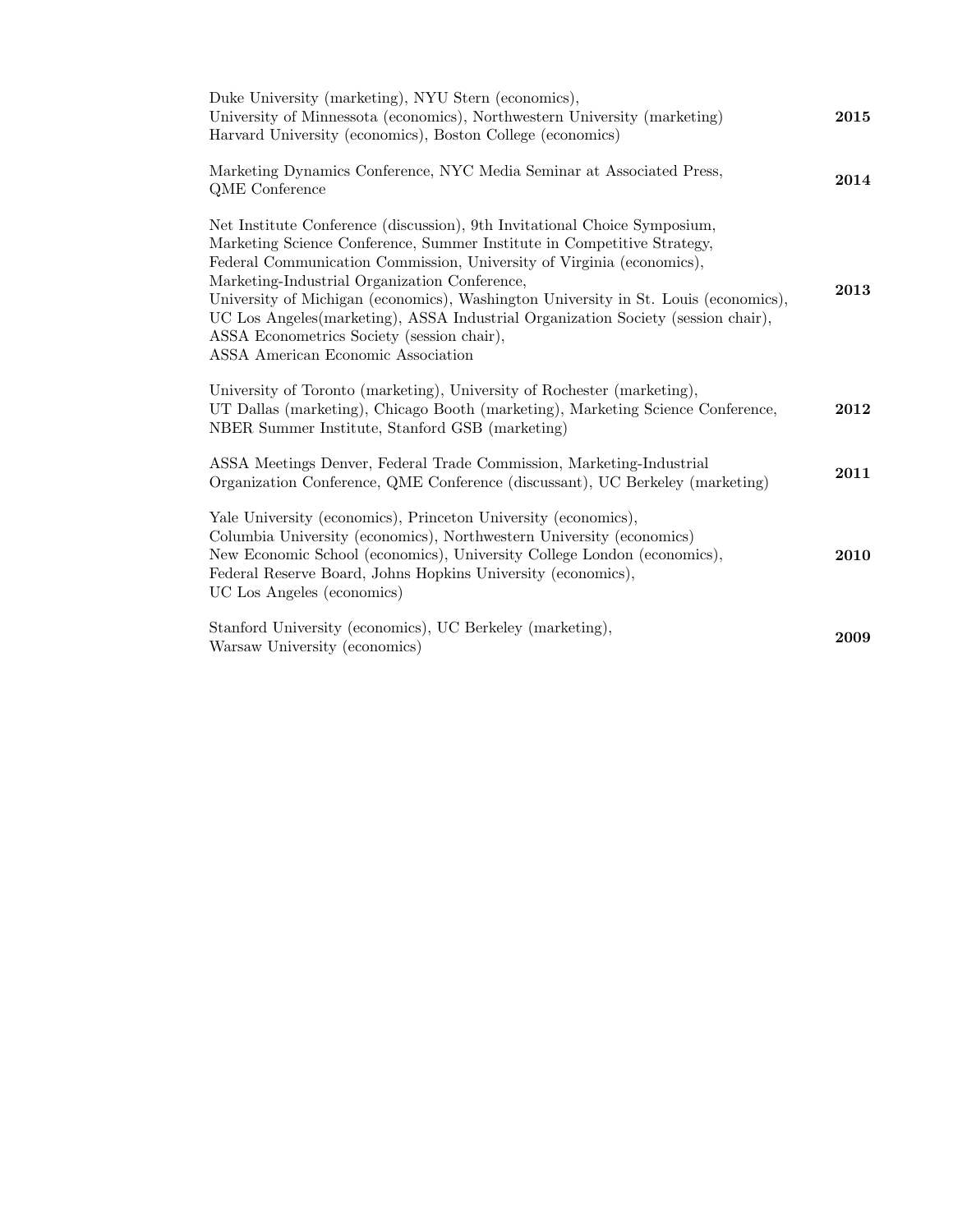| | |
|---|---|
| Duke University (marketing), NYU Stern (economics), University of Minnessota (economics), Northwestern University (marketing) Harvard University (economics), Boston College (economics) | **2015** |
| Marketing Dynamics Conference, NYC Media Seminar at Associated Press, QME Conference | **2014** |
| Net Institute Conference (discussion), 9th Invitational Choice Symposium, Marketing Science Conference, Summer Institute in Competitive Strategy, Federal Communication Commission, University of Virginia (economics), Marketing-Industrial Organization Conference, University of Michigan (economics), Washington University in St. Louis (economics), UC Los Angeles(marketing), ASSA Industrial Organization Society (session chair), ASSA Econometrics Society (session chair), ASSA American Economic Association | **2013** |
| University of Toronto (marketing), University of Rochester (marketing), UT Dallas (marketing), Chicago Booth (marketing), Marketing Science Conference, NBER Summer Institute, Stanford GSB (marketing) | **2012** |
| ASSA Meetings Denver, Federal Trade Commission, Marketing-Industrial Organization Conference, QME Conference (discussant), UC Berkeley (marketing) | **2011** |
| Yale University (economics), Princeton University (economics), Columbia University (economics), Northwestern University (economics) New Economic School (economics), University College London (economics), Federal Reserve Board, Johns Hopkins University (economics), UC Los Angeles (economics) | **2010** |
| Stanford University (economics), UC Berkeley (marketing), Warsaw University (economics) | **2009** |